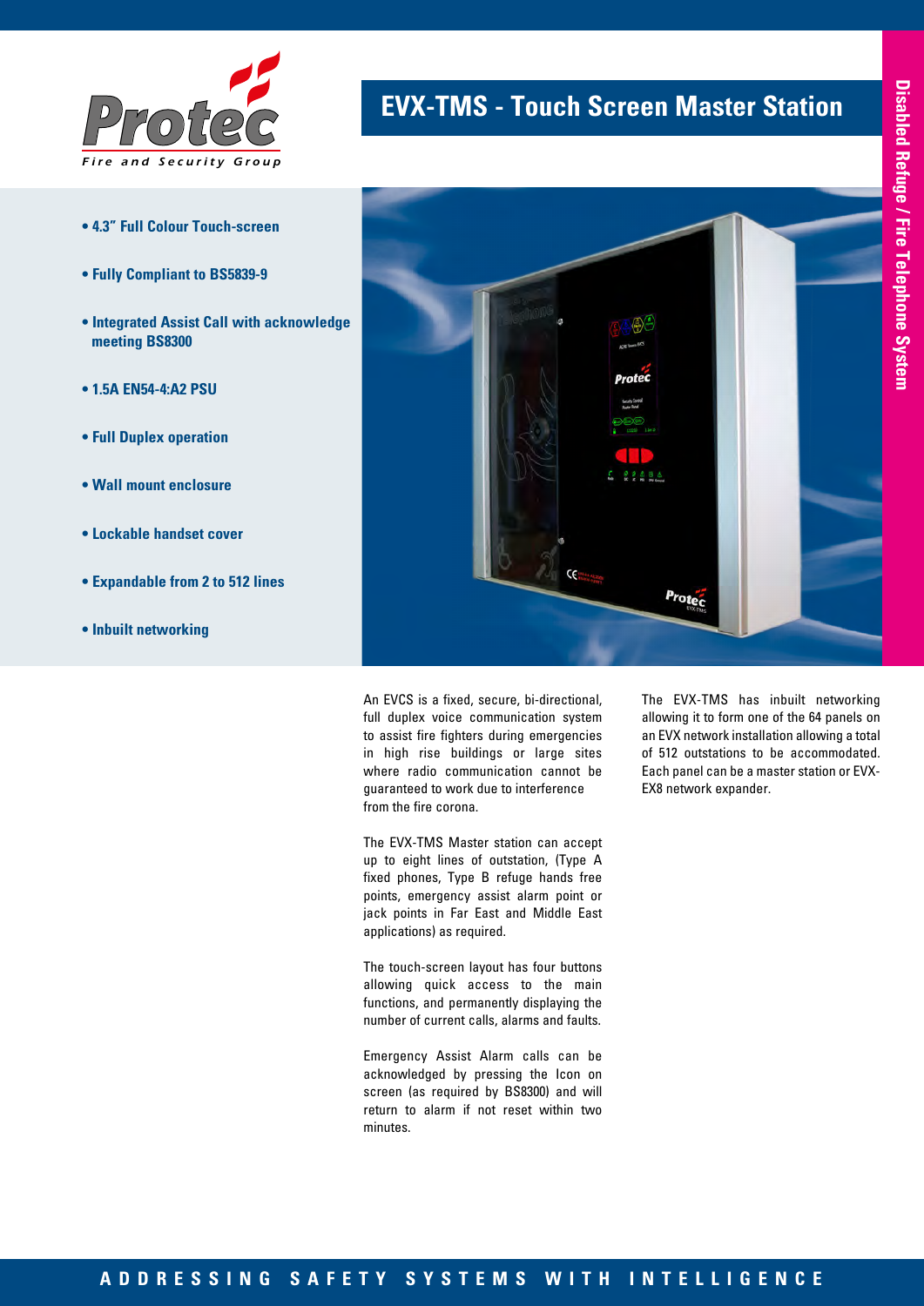# EVX-TMS - Touch Screen Master Station

Disabled Refuge / Fire Telephone System

- **4.3" Full Colour Touch-screen**
- **Fully Compliant to BS5839-9**
- **Integrated Assist Call with acknowledge meeting BS8300**
- **1.5A EN54-4:A2 PSU**
- **Full Duplex operation**
- **Wall mount enclosure**
- **Lockable handset cover**
- **Expandable from 2 to 512 lines**
- **Inbuilt networking**

An EVCS is a fixed, secure, bi-directional, full duplex voice communication system to assist fire fighters during emergencies in high rise buildings or large sites where radio communication cannot be guaranteed to work due to interference from the fire corona.

The EVX-TMS Master station can accept up to eight lines of outstation, (Type A fixed phones, Type B refuge hands free points, emergency assist alarm point or jack points in Far East and Middle East applications) as required.

The touch-screen layout has four buttons allowing quick access to the main functions, and permanently displaying the number of current calls, alarms and faults.

Emergency Assist Alarm calls can be acknowledged by pressing the Icon on screen (as required by BS8300) and will return to alarm if not reset within two minutes.

The EVX-TMS has inbuilt networking allowing it to form one of the 64 panels on an EVX network installation allowing a total of 512 outstations to be accommodated. Each panel can be a master station or EVX-EX8 network expander.

ADDRESSING SAFETY SYSTEMS WITH INTELLIGENCE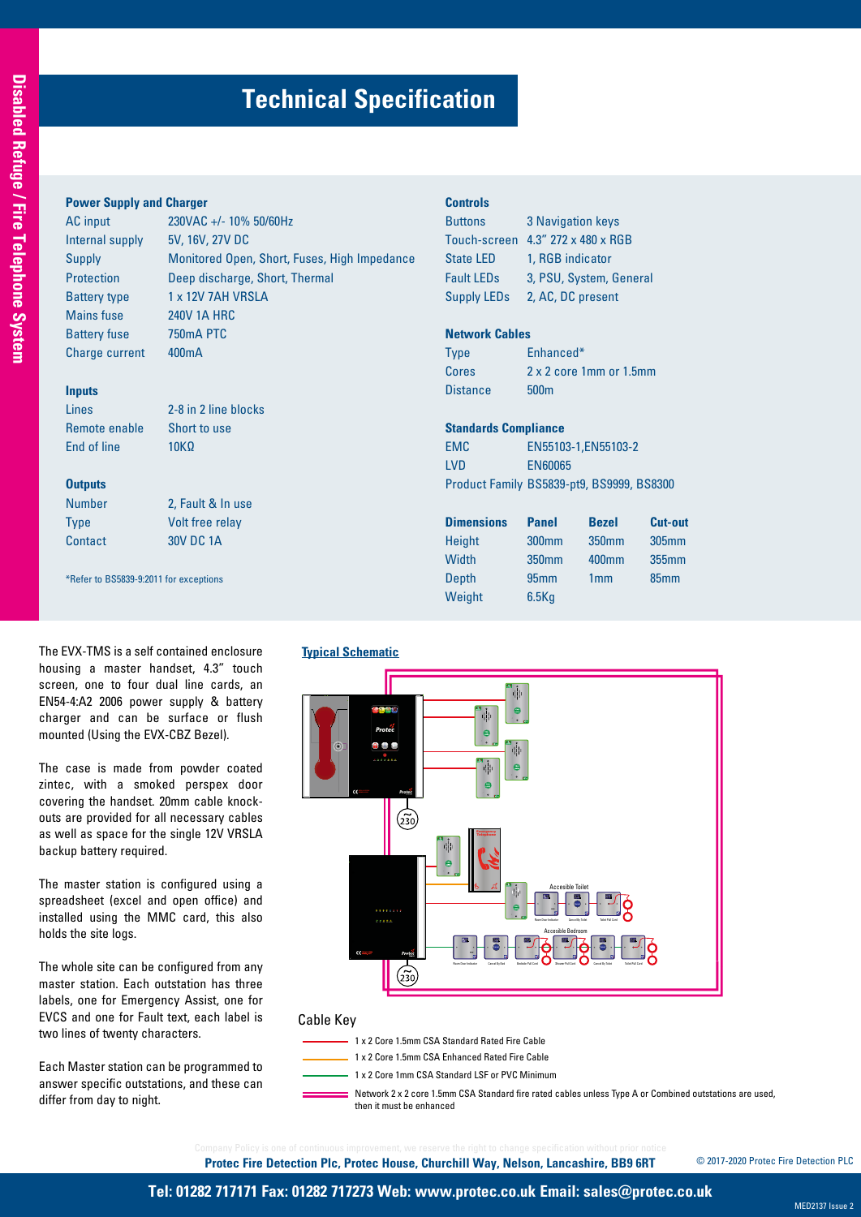# Technical Specification

Disabled Refuge / Fire Telephone System

**Power Supply and Charger**

| | |
|---|---|
| AC input | 230VAC +/- 10% 50/60Hz |
| Internal supply | 5V, 16V, 27V DC |
| Supply | Monitored Open, Short, Fuses, High Impedance |
| Protection | Deep discharge, Short, Thermal |
| Battery type | 1 x 12V 7AH VRSLA |
| Mains fuse | 240V 1A HRC |
| Battery fuse | 750mA PTC |
| Charge current | 400mA |

**Inputs**

| | |
|---|---|
| Lines | 2-8 in 2 line blocks |
| Remote enable | Short to use |
| End of line | 10KΩ |

**Outputs**

| | |
|---|---|
| Number | 2, Fault & In use |
| Type | Volt free relay |
| Contact | 30V DC 1A |

*Refer to BS5839-9:2011 for exceptions

**Controls**

| | |
|---|---|
| Buttons | 3 Navigation keys |
| Touch-screen | 4.3" 272 x 480 x RGB |
| State LED | 1, RGB indicator |
| Fault LEDs | 3, PSU, System, General |
| Supply LEDs | 2, AC, DC present |

**Network Cables**

| | |
|---|---|
| Type | Enhanced* |
| Cores | 2 x 2 core 1mm or 1.5mm |
| Distance | 500m |

**Standards Compliance**

| | |
|---|---|
| EMC | EN55103-1,EN55103-2 |
| LVD | EN60065 |
| Product Family | BS5839-pt9, BS9999, BS8300 |

| Dimensions | Panel | Bezel | Cut-out |
|---|---|---|---|
| Height | 300mm | 350mm | 305mm |
| Width | 350mm | 400mm | 355mm |
| Depth | 95mm | 1mm | 85mm |
| Weight | 6.5Kg | | |

The EVX-TMS is a self contained enclosure housing a master handset, 4.3" touch screen, one to four dual line cards, an EN54-4:A2 2006 power supply & battery charger and can be surface or flush mounted (Using the EVX-CBZ Bezel).

The case is made from powder coated zintec, with a smoked perspex door covering the handset. 20mm cable knock-outs are provided for all necessary cables as well as space for the single 12V VRSLA backup battery required.

The master station is configured using a spreadsheet (excel and open office) and installed using the MMC card, this also holds the site logs.

The whole site can be configured from any master station. Each outstation has three labels, one for Emergency Assist, one for EVCS and one for Fault text, each label is two lines of twenty characters.

Each Master station can be programmed to answer specific outstations, and these can differ from day to night.

**Typical Schematic**

230

230

Accesible Toilet

Accesible Bedroom

Cable Key

- 1 x 2 Core 1.5mm CSA Standard Rated Fire Cable
- 1 x 2 Core 1.5mm CSA Enhanced Rated Fire Cable
- 1 x 2 Core 1mm CSA Standard LSF or PVC Minimum
- Network 2 x 2 core 1.5mm CSA Standard fire rated cables unless Type A or Combined outstations are used, then it must be enhanced

Company Policy is one of continuous improvement, we reserve the right to change specification without prior notice

**Protec Fire Detection Plc, Protec House, Churchill Way, Nelson, Lancashire, BB9 6RT**

© 2017-2020 Protec Fire Detection PLC

**Tel: 01282 717171 Fax: 01282 717273 Web: www.protec.co.uk Email: sales@protec.co.uk**

MED2137 Issue 2